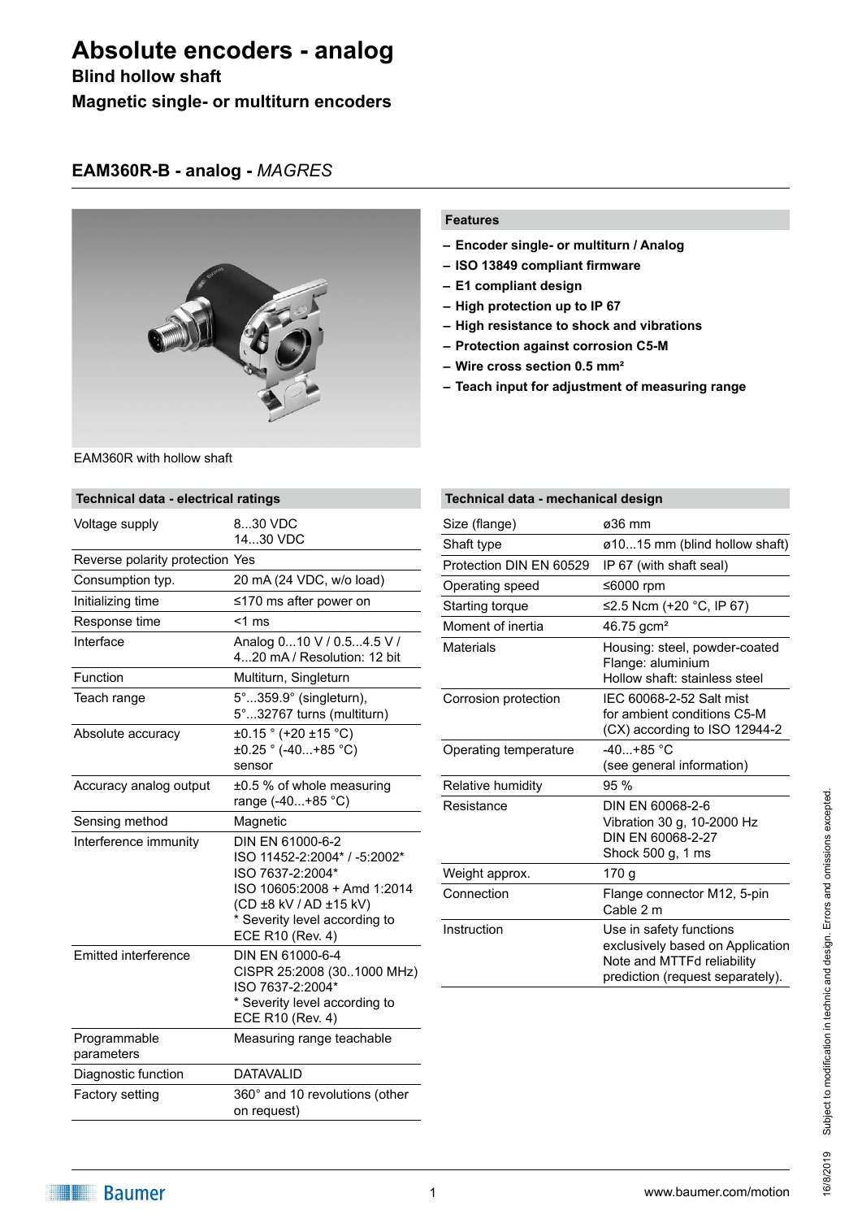# Absolute encoders - analog

**Blind hollow shaft**

**Magnetic single- or multiturn encoders**

## EAM360R-B - analog - *MAGRES*

EAM360R with hollow shaft

### Features

- **Encoder single- or multiturn / Analog**
- **ISO 13849 compliant firmware**
- **E1 compliant design**
- **High protection up to IP 67**
- **High resistance to shock and vibrations**
- **Protection against corrosion C5-M**
- **Wire cross section 0.5 mm²**
- **Teach input for adjustment of measuring range**

### Technical data - electrical ratings

| Technical data - electrical ratings | |
|---|---|
| Voltage supply | 8...30 VDC<br>14...30 VDC |
| Reverse polarity protection | Yes |
| Consumption typ. | 20 mA (24 VDC, w/o load) |
| Initializing time | ≤170 ms after power on |
| Response time | <1 ms |
| Interface | Analog 0...10 V / 0.5...4.5 V / 4...20 mA / Resolution: 12 bit |
| Function | Multiturn, Singleturn |
| Teach range | 5°...359.9° (singleturn), 5°...32767 turns (multiturn) |
| Absolute accuracy | ±0.15 ° (+20 ±15 °C)<br>±0.25 ° (-40...+85 °C)<br>sensor |
| Accuracy analog output | ±0.5 % of whole measuring range (-40...+85 °C) |
| Sensing method | Magnetic |
| Interference immunity | DIN EN 61000-6-2<br>ISO 11452-2:2004* / -5:2002*<br>ISO 7637-2:2004*<br>ISO 10605:2008 + Amd 1:2014 (CD ±8 kV / AD ±15 kV)<br>* Severity level according to ECE R10 (Rev. 4) |
| Emitted interference | DIN EN 61000-6-4<br>CISPR 25:2008 (30..1000 MHz)<br>ISO 7637-2:2004*<br>* Severity level according to ECE R10 (Rev. 4) |
| Programmable parameters | Measuring range teachable |
| Diagnostic function | DATAVALID |
| Factory setting | 360° and 10 revolutions (other on request) |

### Technical data - mechanical design

| Technical data - mechanical design | |
|---|---|
| Size (flange) | ø36 mm |
| Shaft type | ø10...15 mm (blind hollow shaft) |
| Protection DIN EN 60529 | IP 67 (with shaft seal) |
| Operating speed | ≤6000 rpm |
| Starting torque | ≤2.5 Ncm (+20 °C, IP 67) |
| Moment of inertia | 46.75 gcm² |
| Materials | Housing: steel, powder-coated<br>Flange: aluminium<br>Hollow shaft: stainless steel |
| Corrosion protection | IEC 60068-2-52 Salt mist for ambient conditions C5-M (CX) according to ISO 12944-2 |
| Operating temperature | -40...+85 °C<br>(see general information) |
| Relative humidity | 95 % |
| Resistance | DIN EN 60068-2-6<br>Vibration 30 g, 10-2000 Hz<br>DIN EN 60068-2-27<br>Shock 500 g, 1 ms |
| Weight approx. | 170 g |
| Connection | Flange connector M12, 5-pin<br>Cable 2 m |
| Instruction | Use in safety functions exclusively based on Application Note and MTTFd reliability prediction (request separately). |

Subject to modification in technic and design. Errors and omissions excepted.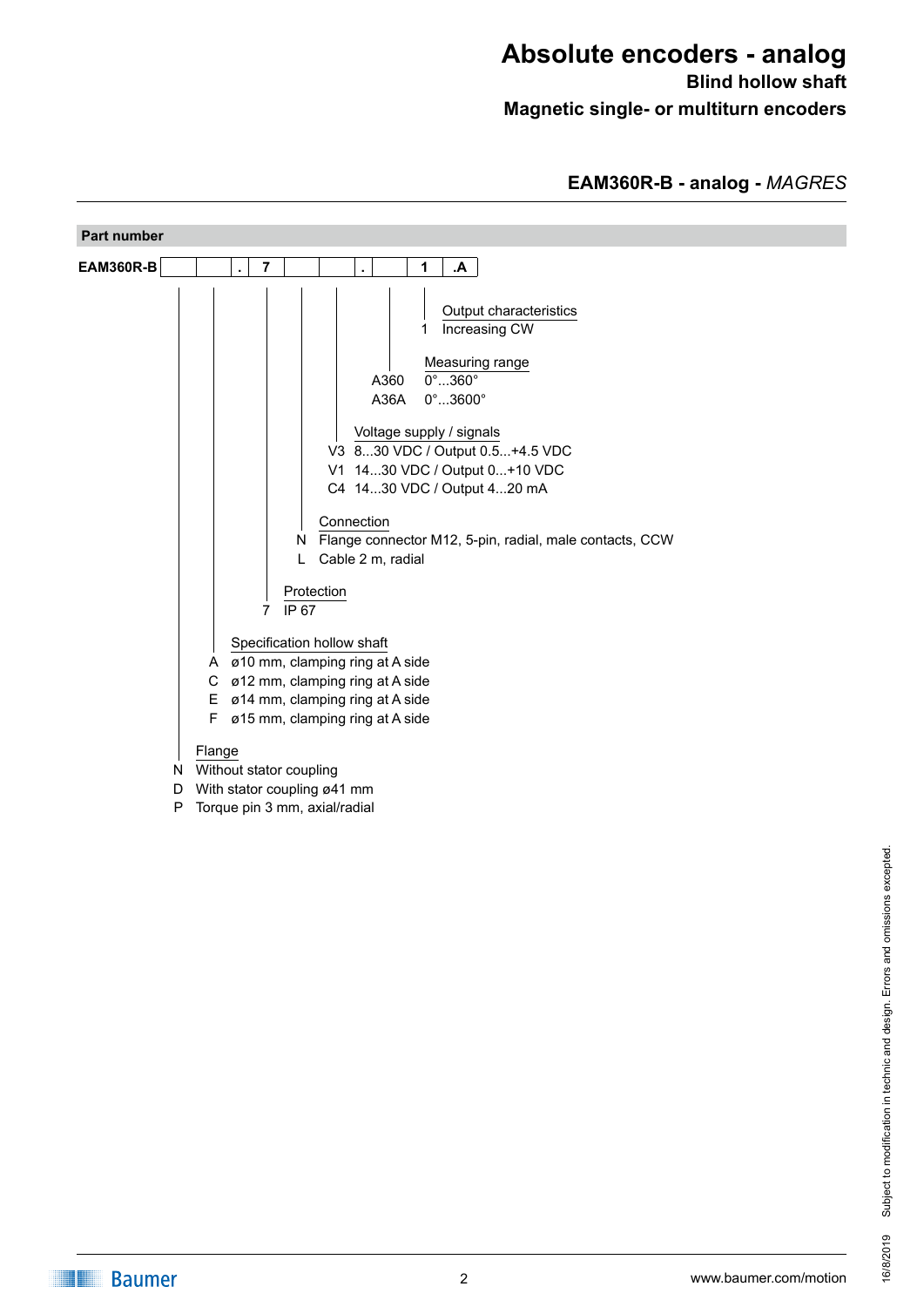# Absolute encoders - analog

**Blind hollow shaft**

**Magnetic single- or multiturn encoders**

## EAM360R-B - analog - *MAGRES*

### Part number

**EAM360R-B** | | | **.** | **7** | | | **.** | | **1** | **.A** |

**Output characteristics**

- 1 Increasing CW

**Measuring range**

- A360 0°...360°
- A36A 0°...3600°

**Voltage supply / signals**

- V3 8...30 VDC / Output 0.5...+4.5 VDC
- V1 14...30 VDC / Output 0...+10 VDC
- C4 14...30 VDC / Output 4...20 mA

**Connection**

- N Flange connector M12, 5-pin, radial, male contacts, CCW
- L Cable 2 m, radial

**Protection**

- 7 IP 67

**Specification hollow shaft**

- A ø10 mm, clamping ring at A side
- C ø12 mm, clamping ring at A side
- E ø14 mm, clamping ring at A side
- F ø15 mm, clamping ring at A side

**Flange**

- N Without stator coupling
- D With stator coupling ø41 mm
- P Torque pin 3 mm, axial/radial

Subject to modification in technic and design. Errors and omissions excepted.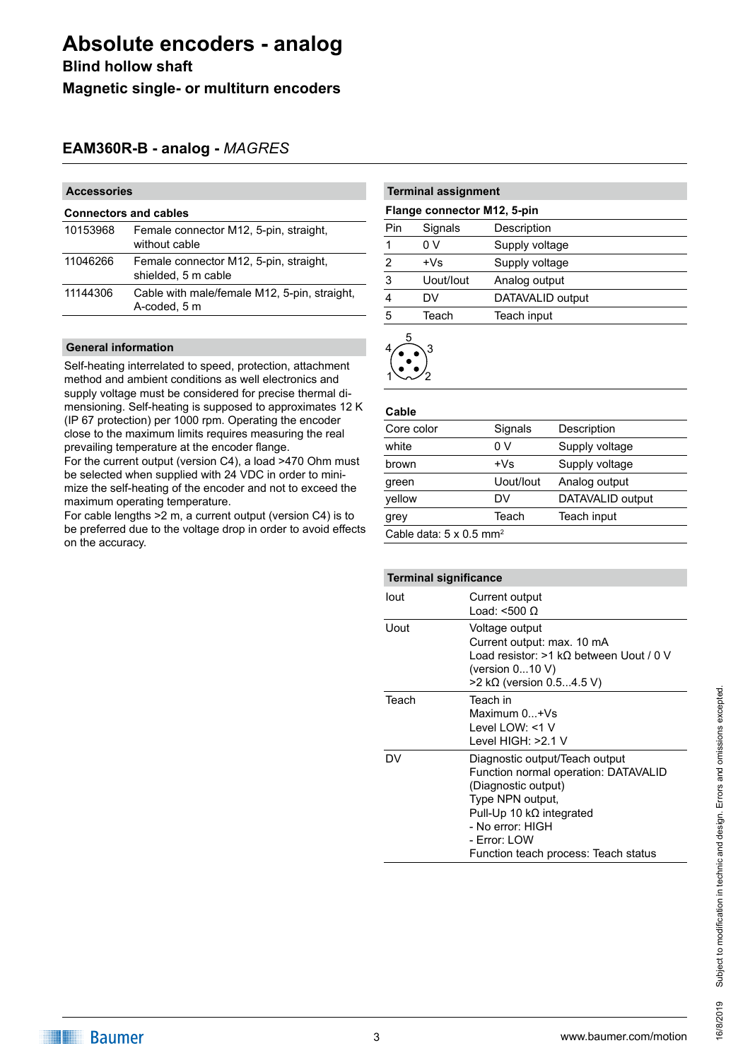# Absolute encoders - analog

**Blind hollow shaft**

**Magnetic single- or multiturn encoders**

## EAM360R-B - analog - *MAGRES*

### Accessories

**Connectors and cables**

| | |
|---|---|
| 10153968 | Female connector M12, 5-pin, straight, without cable |
| 11046266 | Female connector M12, 5-pin, straight, shielded, 5 m cable |
| 11144306 | Cable with male/female M12, 5-pin, straight, A-coded, 5 m |

### General information

Self-heating interrelated to speed, protection, attachment method and ambient conditions as well electronics and supply voltage must be considered for precise thermal dimensioning. Self-heating is supposed to approximates 12 K (IP 67 protection) per 1000 rpm. Operating the encoder close to the maximum limits requires measuring the real prevailing temperature at the encoder flange.
For the current output (version C4), a load >470 Ohm must be selected when supplied with 24 VDC in order to minimize the self-heating of the encoder and not to exceed the maximum operating temperature.
For cable lengths >2 m, a current output (version C4) is to be preferred due to the voltage drop in order to avoid effects on the accuracy.

### Terminal assignment

**Flange connector M12, 5-pin**

| Pin | Signals | Description |
|---|---|---|
| 1 | 0 V | Supply voltage |
| 2 | +Vs | Supply voltage |
| 3 | Uout/Iout | Analog output |
| 4 | DV | DATAVALID output |
| 5 | Teach | Teach input |

**Cable**

| Core color | Signals | Description |
|---|---|---|
| white | 0 V | Supply voltage |
| brown | +Vs | Supply voltage |
| green | Uout/Iout | Analog output |
| yellow | DV | DATAVALID output |
| grey | Teach | Teach input |

Cable data: 5 x 0.5 mm²

### Terminal significance

| | |
|---|---|
| Iout | Current output<br>Load: <500 Ω |
| Uout | Voltage output<br>Current output: max. 10 mA<br>Load resistor: >1 kΩ between Uout / 0 V (version 0...10 V)<br>>2 kΩ (version 0.5...4.5 V) |
| Teach | Teach in<br>Maximum 0...+Vs<br>Level LOW: <1 V<br>Level HIGH: >2.1 V |
| DV | Diagnostic output/Teach output<br>Function normal operation: DATAVALID (Diagnostic output)<br>Type NPN output,<br>Pull-Up 10 kΩ integrated<br>- No error: HIGH<br>- Error: LOW<br>Function teach process: Teach status |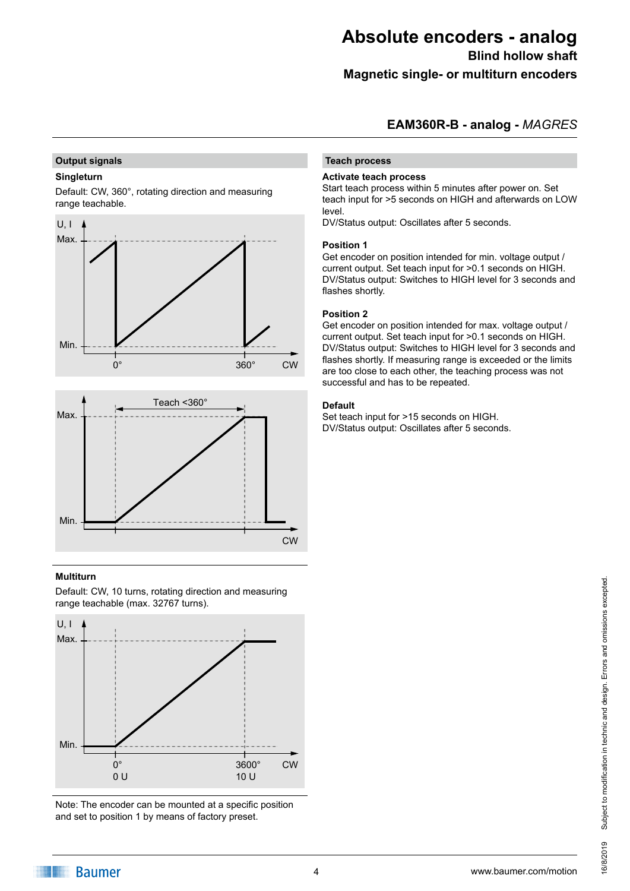# Absolute encoders - analog

**Blind hollow shaft**

**Magnetic single- or multiturn encoders**

## EAM360R-B - analog - *MAGRES*

### Output signals

**Singleturn**

Default: CW, 360°, rotating direction and measuring range teachable.

U, I
Max.
Min.
0°
360°
CW

Max.
Teach <360°
Min.
CW

**Multiturn**

Default: CW, 10 turns, rotating direction and measuring range teachable (max. 32767 turns).

U, I
Max.
Min.
0°
0 U
3600°
10 U
CW

Note: The encoder can be mounted at a specific position and set to position 1 by means of factory preset.

### Teach process

**Activate teach process**
Start teach process within 5 minutes after power on. Set teach input for >5 seconds on HIGH and afterwards on LOW level.
DV/Status output: Oscillates after 5 seconds.

**Position 1**
Get encoder on position intended for min. voltage output / current output. Set teach input for >0.1 seconds on HIGH.
DV/Status output: Switches to HIGH level for 3 seconds and flashes shortly.

**Position 2**
Get encoder on position intended for max. voltage output / current output. Set teach input for >0.1 seconds on HIGH.
DV/Status output: Switches to HIGH level for 3 seconds and flashes shortly. If measuring range is exceeded or the limits are too close to each other, the teaching process was not successful and has to be repeated.

**Default**
Set teach input for >15 seconds on HIGH.
DV/Status output: Oscillates after 5 seconds.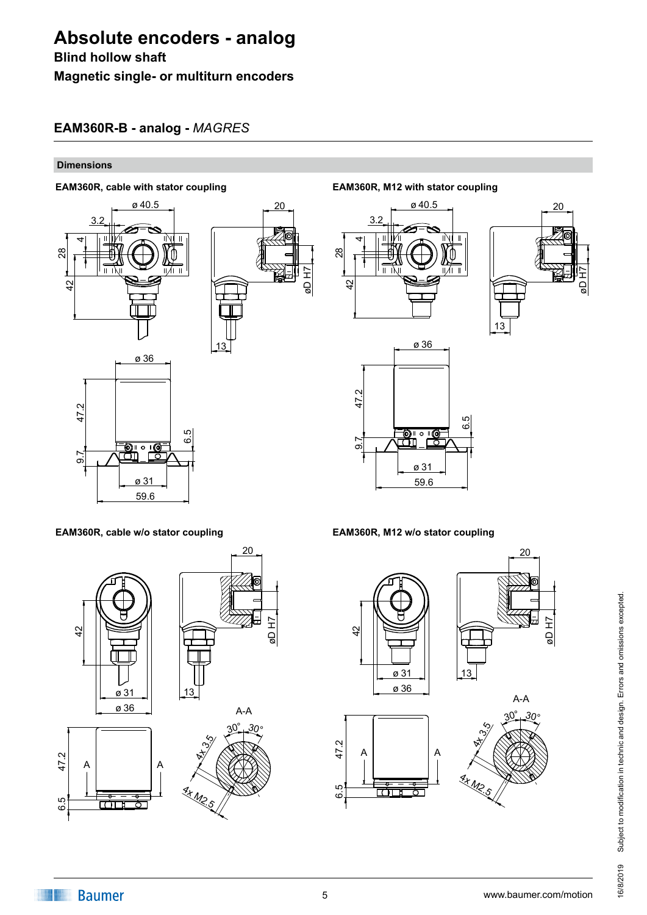# Absolute encoders - analog

**Blind hollow shaft**

**Magnetic single- or multiturn encoders**

## EAM360R-B - analog - *MAGRES*

### Dimensions

**EAM360R, cable with stator coupling**

ø 40.5, 3.2, 4, 28, 42, 20, øD H7, 13, ø 36, 47.2, 6.5, 9.7, ø 31, 59.6

**EAM360R, M12 with stator coupling**

ø 40.5, 3.2, 4, 28, 42, 20, øD H7, 13, ø 36, 47.2, 6.5, 9.7, ø 31, 59.6

**EAM360R, cable w/o stator coupling**

42, 20, øD H7, 13, ø 31, ø 36, 47.2, 6.5, A, A-A, 30°, 30°, 4x 3.5, 4x M2.5

**EAM360R, M12 w/o stator coupling**

42, 20, øD H7, 13, ø 31, ø 36, 47.2, 6.5, A, A-A, 30°, 30°, 4x 3.5, 4x M2.5

Subject to modification in technic and design. Errors and omissions excepted.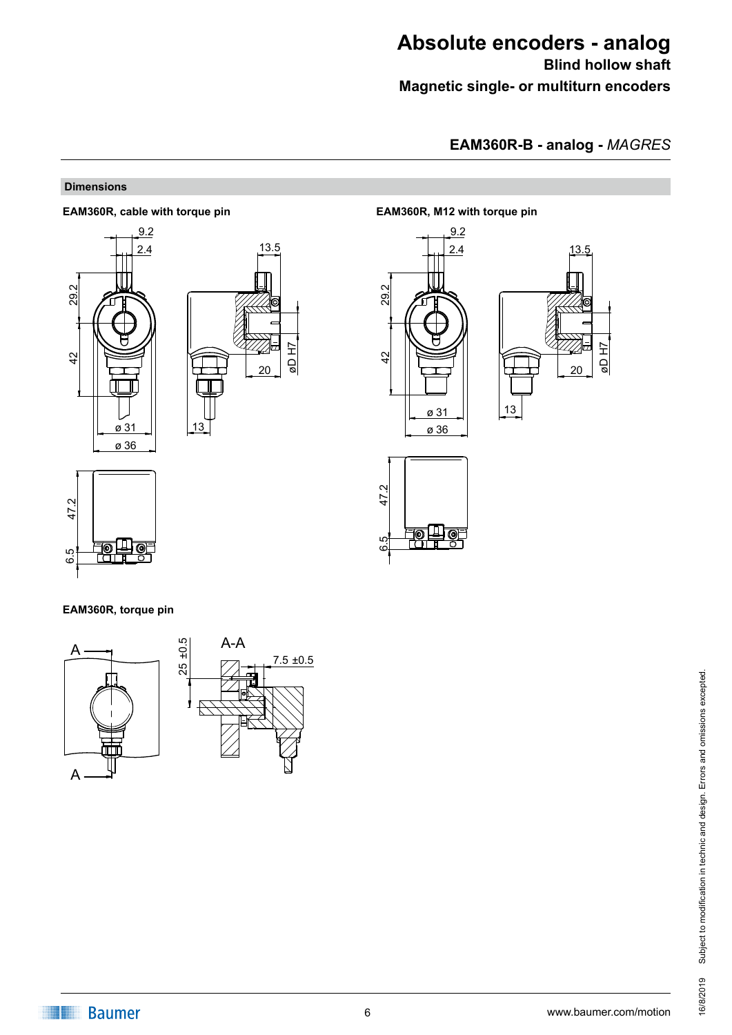# Absolute encoders - analog

**Blind hollow shaft**

**Magnetic single- or multiturn encoders**

**EAM360R-B - analog -** ***MAGRES***

## Dimensions

### EAM360R, cable with torque pin

9.2
2.4
13.5
29.2
42
20
øD H7
13
ø 31
ø 36
47.2
6.5

### EAM360R, M12 with torque pin

9.2
2.4
13.5
29.2
42
20
øD H7
13
ø 31
ø 36
47.2
6.5

### EAM360R, torque pin

A
A
25 ±0.5
A-A
7.5 ±0.5